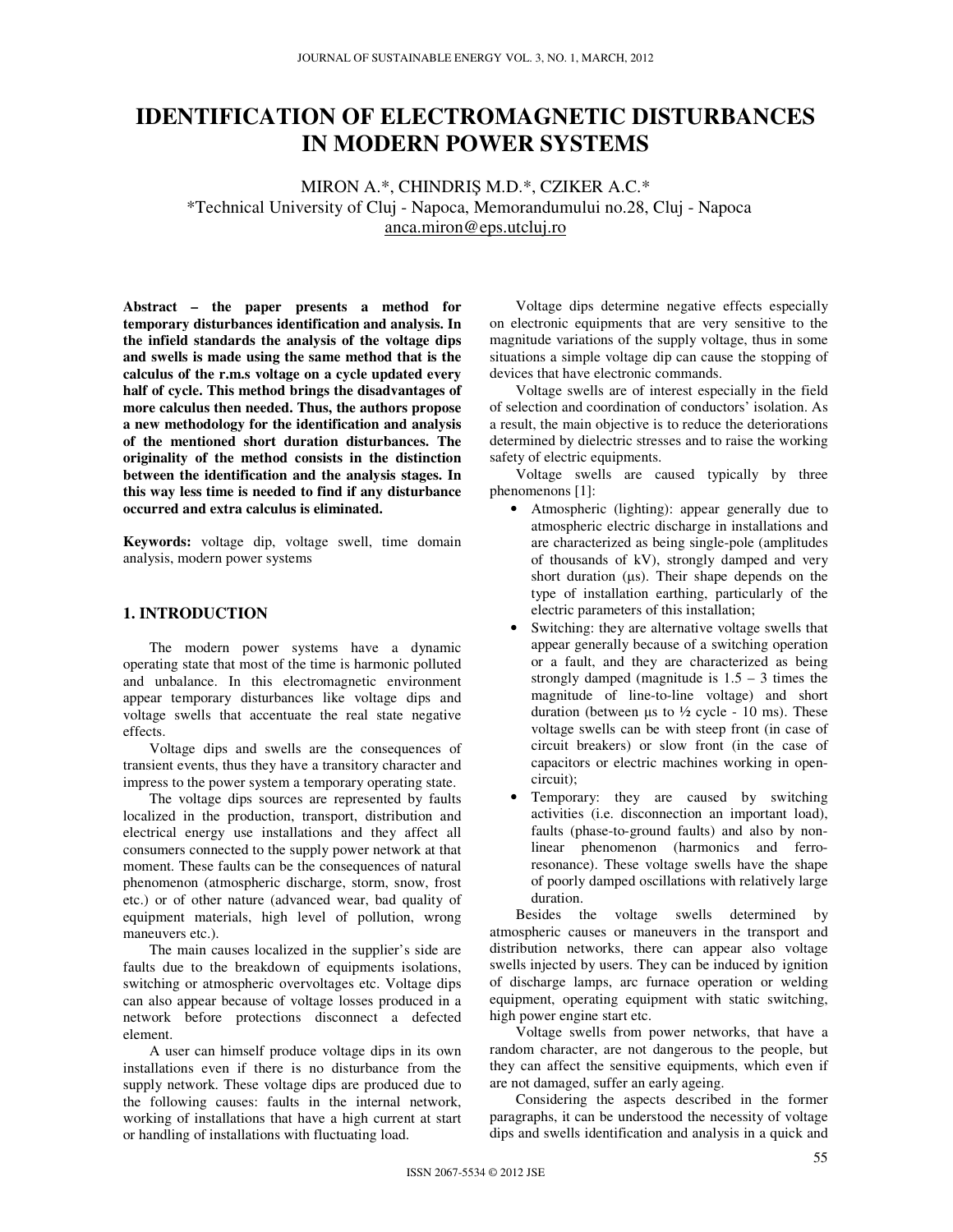# IDENTIFICATION OF ELECTROMAGNETIC DISTURBANCES IN MODERN POWER SYSTEMS

MIRON A.*, CHINDRIŞ M.D.*, CZIKER A.C.*

*Technical University of Cluj - Napoca, Memorandumului no.28, Cluj - Napoca

anca.miron@eps.utcluj.ro

**Abstract – the paper presents a method for temporary disturbances identification and analysis. In the infield standards the analysis of the voltage dips and swells is made using the same method that is the calculus of the r.m.s voltage on a cycle updated every half of cycle. This method brings the disadvantages of more calculus then needed. Thus, the authors propose a new methodology for the identification and analysis of the mentioned short duration disturbances. The originality of the method consists in the distinction between the identification and the analysis stages. In this way less time is needed to find if any disturbance occurred and extra calculus is eliminated.**

**Keywords:** voltage dip, voltage swell, time domain analysis, modern power systems

## 1. INTRODUCTION

The modern power systems have a dynamic operating state that most of the time is harmonic polluted and unbalance. In this electromagnetic environment appear temporary disturbances like voltage dips and voltage swells that accentuate the real state negative effects.

Voltage dips and swells are the consequences of transient events, thus they have a transitory character and impress to the power system a temporary operating state.

The voltage dips sources are represented by faults localized in the production, transport, distribution and electrical energy use installations and they affect all consumers connected to the supply power network at that moment. These faults can be the consequences of natural phenomenon (atmospheric discharge, storm, snow, frost etc.) or of other nature (advanced wear, bad quality of equipment materials, high level of pollution, wrong maneuvers etc.).

The main causes localized in the supplier's side are faults due to the breakdown of equipments isolations, switching or atmospheric overvoltages etc. Voltage dips can also appear because of voltage losses produced in a network before protections disconnect a defected element.

A user can himself produce voltage dips in its own installations even if there is no disturbance from the supply network. These voltage dips are produced due to the following causes: faults in the internal network, working of installations that have a high current at start or handling of installations with fluctuating load.

Voltage dips determine negative effects especially on electronic equipments that are very sensitive to the magnitude variations of the supply voltage, thus in some situations a simple voltage dip can cause the stopping of devices that have electronic commands.

Voltage swells are of interest especially in the field of selection and coordination of conductors' isolation. As a result, the main objective is to reduce the deteriorations determined by dielectric stresses and to raise the working safety of electric equipments.

Voltage swells are caused typically by three phenomenons [1]:

- Atmospheric (lighting): appear generally due to atmospheric electric discharge in installations and are characterized as being single-pole (amplitudes of thousands of kV), strongly damped and very short duration (µs). Their shape depends on the type of installation earthing, particularly of the electric parameters of this installation;
- Switching: they are alternative voltage swells that appear generally because of a switching operation or a fault, and they are characterized as being strongly damped (magnitude is 1.5 – 3 times the magnitude of line-to-line voltage) and short duration (between µs to ½ cycle - 10 ms). These voltage swells can be with steep front (in case of circuit breakers) or slow front (in the case of capacitors or electric machines working in open-circuit);
- Temporary: they are caused by switching activities (i.e. disconnection an important load), faults (phase-to-ground faults) and also by non-linear phenomenon (harmonics and ferro-resonance). These voltage swells have the shape of poorly damped oscillations with relatively large duration.

Besides the voltage swells determined by atmospheric causes or maneuvers in the transport and distribution networks, there can appear also voltage swells injected by users. They can be induced by ignition of discharge lamps, arc furnace operation or welding equipment, operating equipment with static switching, high power engine start etc.

Voltage swells from power networks, that have a random character, are not dangerous to the people, but they can affect the sensitive equipments, which even if are not damaged, suffer an early ageing.

Considering the aspects described in the former paragraphs, it can be understood the necessity of voltage dips and swells identification and analysis in a quick and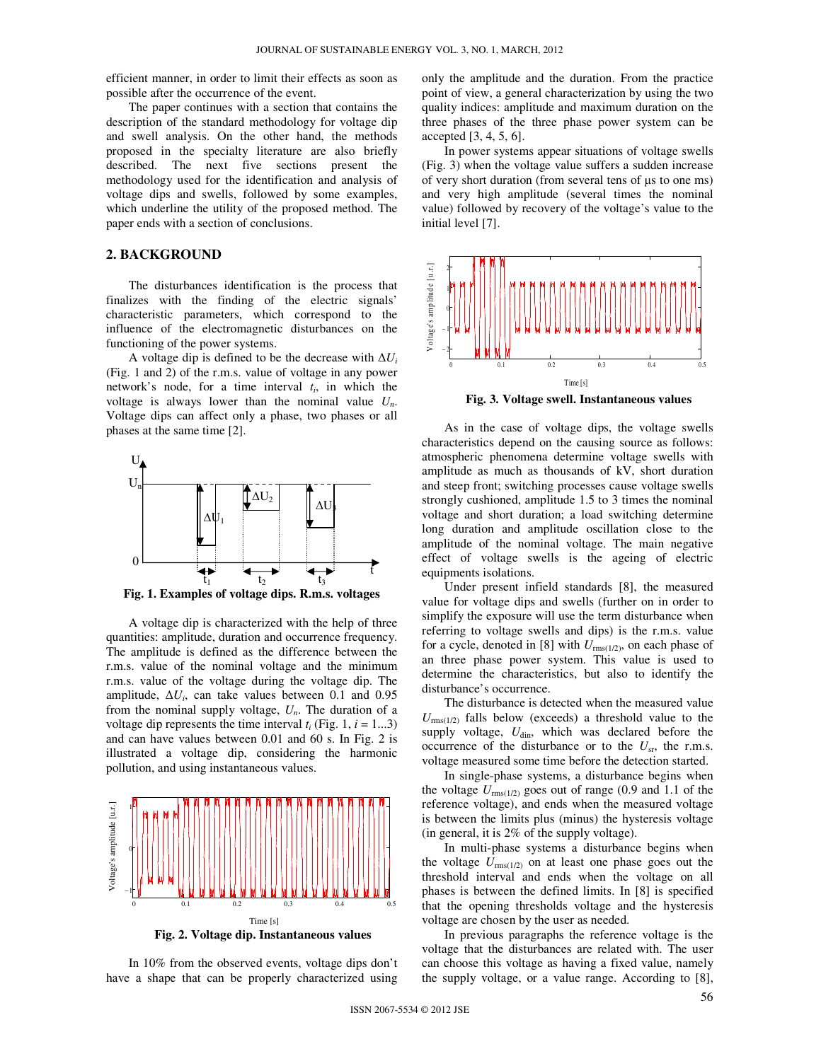efficient manner, in order to limit their effects as soon as possible after the occurrence of the event.

The paper continues with a section that contains the description of the standard methodology for voltage dip and swell analysis. On the other hand, the methods proposed in the specialty literature are also briefly described. The next five sections present the methodology used for the identification and analysis of voltage dips and swells, followed by some examples, which underline the utility of the proposed method. The paper ends with a section of conclusions.

## 2. BACKGROUND

The disturbances identification is the process that finalizes with the finding of the electric signals' characteristic parameters, which correspond to the influence of the electromagnetic disturbances on the functioning of the power systems.

A voltage dip is defined to be the decrease with $\Delta U_i$ (Fig. 1 and 2) of the r.m.s. value of voltage in any power network's node, for a time interval $t_i$, in which the voltage is always lower than the nominal value $U_n$. Voltage dips can affect only a phase, two phases or all phases at the same time [2].

**Fig. 1. Examples of voltage dips. R.m.s. voltages**

A voltage dip is characterized with the help of three quantities: amplitude, duration and occurrence frequency. The amplitude is defined as the difference between the r.m.s. value of the nominal voltage and the minimum r.m.s. value of the voltage during the voltage dip. The amplitude, $\Delta U_i$, can take values between 0.1 and 0.95 from the nominal supply voltage, $U_n$. The duration of a voltage dip represents the time interval $t_i$ (Fig. 1, $i$ = 1...3) and can have values between 0.01 and 60 s. In Fig. 2 is illustrated a voltage dip, considering the harmonic pollution, and using instantaneous values.

**Fig. 2. Voltage dip. Instantaneous values**

In 10% from the observed events, voltage dips don't have a shape that can be properly characterized using only the amplitude and the duration. From the practice point of view, a general characterization by using the two quality indices: amplitude and maximum duration on the three phases of the three phase power system can be accepted [3, 4, 5, 6].

In power systems appear situations of voltage swells (Fig. 3) when the voltage value suffers a sudden increase of very short duration (from several tens of μs to one ms) and very high amplitude (several times the nominal value) followed by recovery of the voltage's value to the initial level [7].

**Fig. 3. Voltage swell. Instantaneous values**

As in the case of voltage dips, the voltage swells characteristics depend on the causing source as follows: atmospheric phenomena determine voltage swells with amplitude as much as thousands of kV, short duration and steep front; switching processes cause voltage swells strongly cushioned, amplitude 1.5 to 3 times the nominal voltage and short duration; a load switching determine long duration and amplitude oscillation close to the amplitude of the nominal voltage. The main negative effect of voltage swells is the ageing of electric equipments isolations.

Under present infield standards [8], the measured value for voltage dips and swells (further on in order to simplify the exposure will use the term disturbance when referring to voltage swells and dips) is the r.m.s. value for a cycle, denoted in [8] with $U_{\mathrm{rms}(1/2)}$, on each phase of an three phase power system. This value is used to determine the characteristics, but also to identify the disturbance's occurrence.

The disturbance is detected when the measured value $U_{\mathrm{rms}(1/2)}$ falls below (exceeds) a threshold value to the supply voltage, $U_{\mathrm{din}}$, which was declared before the occurrence of the disturbance or to the $U_{\mathrm{sr}}$, the r.m.s. voltage measured some time before the detection started.

In single-phase systems, a disturbance begins when the voltage $U_{\mathrm{rms}(1/2)}$ goes out of range (0.9 and 1.1 of the reference voltage), and ends when the measured voltage is between the limits plus (minus) the hysteresis voltage (in general, it is 2% of the supply voltage).

In multi-phase systems a disturbance begins when the voltage $U_{\mathrm{rms}(1/2)}$ on at least one phase goes out the threshold interval and ends when the voltage on all phases is between the defined limits. In [8] is specified that the opening thresholds voltage and the hysteresis voltage are chosen by the user as needed.

In previous paragraphs the reference voltage is the voltage that the disturbances are related with. The user can choose this voltage as having a fixed value, namely the supply voltage, or a value range. According to [8],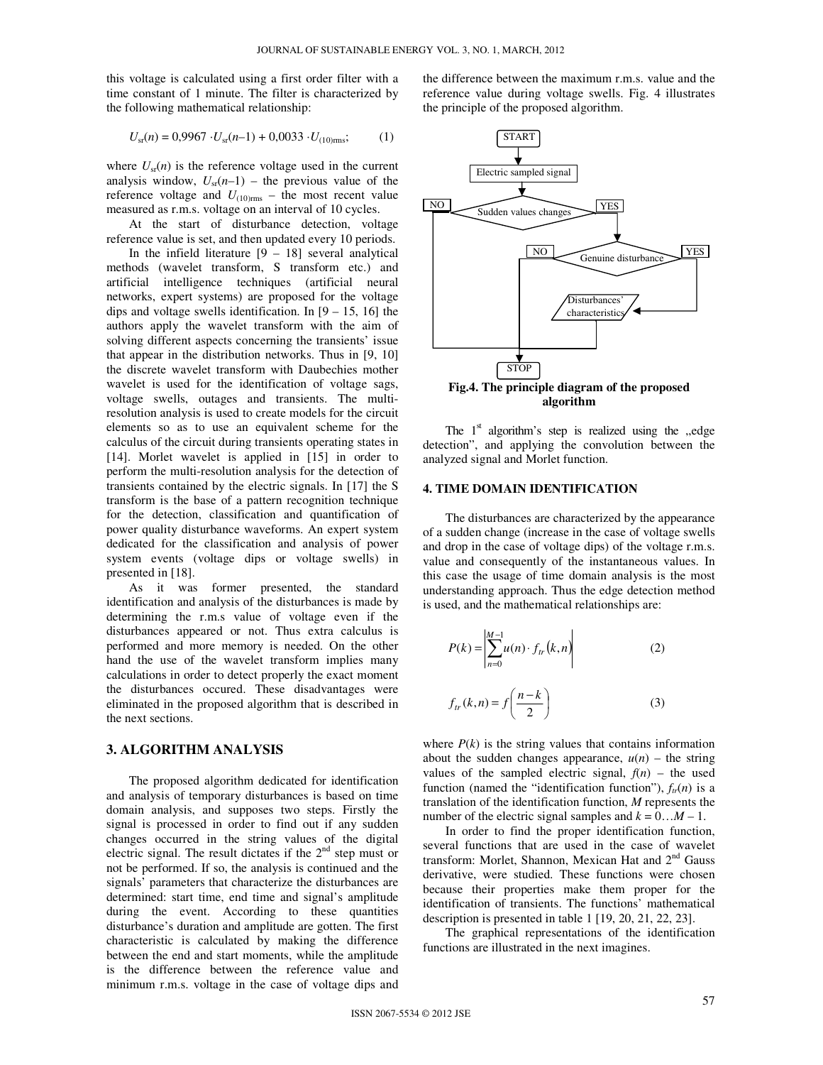this voltage is calculated using a first order filter with a time constant of 1 minute. The filter is characterized by the following mathematical relationship:

$$U_{sr}(n) = 0{,}9967 \cdot U_{sr}(n\!-\!1) + 0{,}0033 \cdot U_{(10)\text{rms}}; \qquad (1)$$

where $U_{sr}(n)$ is the reference voltage used in the current analysis window, $U_{sr}(n\!-\!1)$ – the previous value of the reference voltage and $U_{(10)\text{rms}}$ – the most recent value measured as r.m.s. voltage on an interval of 10 cycles.

At the start of disturbance detection, voltage reference value is set, and then updated every 10 periods.

In the infield literature [9 – 18] several analytical methods (wavelet transform, S transform etc.) and artificial intelligence techniques (artificial neural networks, expert systems) are proposed for the voltage dips and voltage swells identification. In [9 – 15, 16] the authors apply the wavelet transform with the aim of solving different aspects concerning the transients' issue that appear in the distribution networks. Thus in [9, 10] the discrete wavelet transform with Daubechies mother wavelet is used for the identification of voltage sags, voltage swells, outages and transients. The multi-resolution analysis is used to create models for the circuit elements so as to use an equivalent scheme for the calculus of the circuit during transients operating states in [14]. Morlet wavelet is applied in [15] in order to perform the multi-resolution analysis for the detection of transients contained by the electric signals. In [17] the S transform is the base of a pattern recognition technique for the detection, classification and quantification of power quality disturbance waveforms. An expert system dedicated for the classification and analysis of power system events (voltage dips or voltage swells) in presented in [18].

As it was former presented, the standard identification and analysis of the disturbances is made by determining the r.m.s value of voltage even if the disturbances appeared or not. Thus extra calculus is performed and more memory is needed. On the other hand the use of the wavelet transform implies many calculations in order to detect properly the exact moment the disturbances occured. These disadvantages were eliminated in the proposed algorithm that is described in the next sections.

## 3. ALGORITHM ANALYSIS

The proposed algorithm dedicated for identification and analysis of temporary disturbances is based on time domain analysis, and supposes two steps. Firstly the signal is processed in order to find out if any sudden changes occurred in the string values of the digital electric signal. The result dictates if the 2nd step must or not be performed. If so, the analysis is continued and the signals' parameters that characterize the disturbances are determined: start time, end time and signal's amplitude during the event. According to these quantities disturbance's duration and amplitude are gotten. The first characteristic is calculated by making the difference between the end and start moments, while the amplitude is the difference between the reference value and minimum r.m.s. voltage in the case of voltage dips and the difference between the maximum r.m.s. value and the reference value during voltage swells. Fig. 4 illustrates the principle of the proposed algorithm.

START → Electric sampled signal → Sudden values changes (NO → STOP; YES → Genuine disturbance) → Genuine disturbance (NO → STOP; YES → Disturbances' characteristics) → STOP

**Fig.4. The principle diagram of the proposed algorithm**

The 1st algorithm's step is realized using the „edge detection", and applying the convolution between the analyzed signal and Morlet function.

## 4. TIME DOMAIN IDENTIFICATION

The disturbances are characterized by the appearance of a sudden change (increase in the case of voltage swells and drop in the case of voltage dips) of the voltage r.m.s. value and consequently of the instantaneous values. In this case the usage of time domain analysis is the most understanding approach. Thus the edge detection method is used, and the mathematical relationships are:

$$P(k) = \left| \sum_{n=0}^{M-1} u(n) \cdot f_{tr}(k,n) \right| \qquad (2)$$

$$f_{tr}(k,n) = f\left(\frac{n-k}{2}\right) \qquad (3)$$

where $P(k)$ is the string values that contains information about the sudden changes appearance, $u(n)$ – the string values of the sampled electric signal, $f(n)$ – the used function (named the "identification function"), $f_{tr}(n)$ is a translation of the identification function, $M$ represents the number of the electric signal samples and $k = 0 \ldots M-1$.

In order to find the proper identification function, several functions that are used in the case of wavelet transform: Morlet, Shannon, Mexican Hat and 2nd Gauss derivative, were studied. These functions were chosen because their properties make them proper for the identification of transients. The functions' mathematical description is presented in table 1 [19, 20, 21, 22, 23].

The graphical representations of the identification functions are illustrated in the next imagines.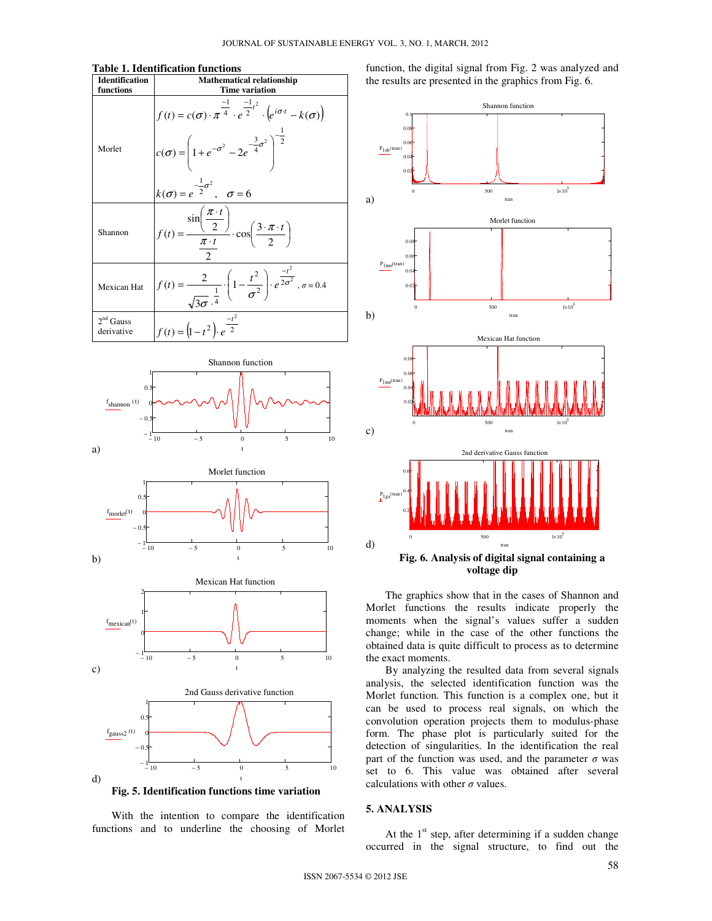**Table 1. Identification functions**

| Identification functions | Mathematical relationship Time variation |
|---|---|
| Morlet | $f(t)=c(\sigma)\cdot\pi^{\frac{-1}{4}}\cdot e^{\frac{-1}{2}t^2}\cdot\left(e^{i\sigma\cdot t}-k(\sigma)\right)$ <br> $c(\sigma)=\left(1+e^{-\sigma^2}-2e^{-\frac{3}{4}\sigma^2}\right)^{-\frac{1}{2}}$ <br> $k(\sigma)=e^{-\frac{1}{2}\sigma^2}$, $\sigma=6$ |
| Shannon | $f(t)=\dfrac{\sin\left(\dfrac{\pi\cdot t}{2}\right)}{\dfrac{\pi\cdot t}{2}}\cdot\cos\left(\dfrac{3\cdot\pi\cdot t}{2}\right)$ |
| Mexican Hat | $f(t)=\dfrac{2}{\sqrt{3\sigma}\cdot^{\frac{1}{4}}}\cdot\left(1-\dfrac{t^2}{\sigma^2}\right)\cdot e^{\frac{-t^2}{2\sigma^2}}$, $\sigma=0.4$ |
| 2nd Gauss derivative | $f(t)=\left(1-t^2\right)\cdot e^{\frac{-t^2}{2}}$ |

Fig. 5. Identification functions time variation

With the intention to compare the identification functions and to underline the choosing of Morlet function, the digital signal from Fig. 2 was analyzed and the results are presented in the graphics from Fig. 6.

**Fig. 6. Analysis of digital signal containing a voltage dip**

The graphics show that in the cases of Shannon and Morlet functions the results indicate properly the moments when the signal's values suffer a sudden change; while in the case of the other functions the obtained data is quite difficult to process as to determine the exact moments.

By analyzing the resulted data from several signals analysis, the selected identification function was the Morlet function. This function is a complex one, but it can be used to process real signals, on which the convolution operation projects them to modulus-phase form. The phase plot is particularly suited for the detection of singularities. In the identification the real part of the function was used, and the parameter $\sigma$ was set to 6. This value was obtained after several calculations with other $\sigma$ values.

## 5. ANALYSIS

At the 1st step, after determining if a sudden change occurred in the signal structure, to find out the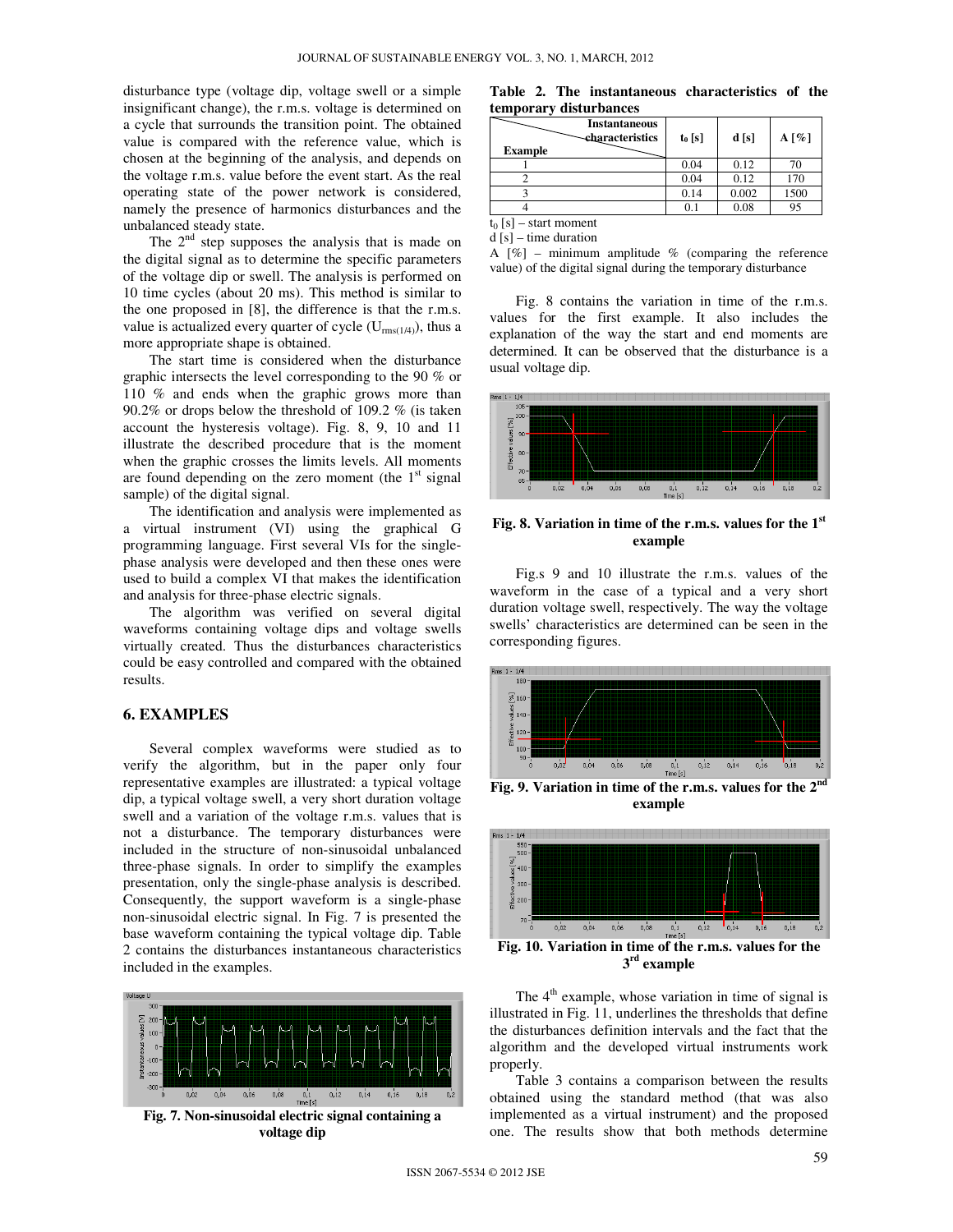disturbance type (voltage dip, voltage swell or a simple insignificant change), the r.m.s. voltage is determined on a cycle that surrounds the transition point. The obtained value is compared with the reference value, which is chosen at the beginning of the analysis, and depends on the voltage r.m.s. value before the event start. As the real operating state of the power network is considered, namely the presence of harmonics disturbances and the unbalanced steady state.

The 2nd step supposes the analysis that is made on the digital signal as to determine the specific parameters of the voltage dip or swell. The analysis is performed on 10 time cycles (about 20 ms). This method is similar to the one proposed in [8], the difference is that the r.m.s. value is actualized every quarter of cycle ($U_{rms(1/4)}$), thus a more appropriate shape is obtained.

The start time is considered when the disturbance graphic intersects the level corresponding to the 90 % or 110 % and ends when the graphic grows more than 90.2% or drops below the threshold of 109.2 % (is taken account the hysteresis voltage). Fig. 8, 9, 10 and 11 illustrate the described procedure that is the moment when the graphic crosses the limits levels. All moments are found depending on the zero moment (the 1st signal sample) of the digital signal.

The identification and analysis were implemented as a virtual instrument (VI) using the graphical G programming language. First several VIs for the single-phase analysis were developed and then these ones were used to build a complex VI that makes the identification and analysis for three-phase electric signals.

The algorithm was verified on several digital waveforms containing voltage dips and voltage swells virtually created. Thus the disturbances characteristics could be easy controlled and compared with the obtained results.

## 6. EXAMPLES

Several complex waveforms were studied as to verify the algorithm, but in the paper only four representative examples are illustrated: a typical voltage dip, a typical voltage swell, a very short duration voltage swell and a variation of the voltage r.m.s. values that is not a disturbance. The temporary disturbances were included in the structure of non-sinusoidal unbalanced three-phase signals. In order to simplify the examples presentation, only the single-phase analysis is described. Consequently, the support waveform is a single-phase non-sinusoidal electric signal. In Fig. 7 is presented the base waveform containing the typical voltage dip. Table 2 contains the disturbances instantaneous characteristics included in the examples.

**Fig. 7. Non-sinusoidal electric signal containing a voltage dip**

**Table 2. The instantaneous characteristics of the temporary disturbances**

| Example \ Instantaneous characteristics | $t_0$ [s] | d [s] | A [%] |
|---|---|---|---|
| 1 | 0.04 | 0.12 | 70 |
| 2 | 0.04 | 0.12 | 170 |
| 3 | 0.14 | 0.002 | 1500 |
| 4 | 0.1 | 0.08 | 95 |

$t_0$ [s] – start moment
d [s] – time duration
A [%] – minimum amplitude % (comparing the reference value) of the digital signal during the temporary disturbance

Fig. 8 contains the variation in time of the r.m.s. values for the first example. It also includes the explanation of the way the start and end moments are determined. It can be observed that the disturbance is a usual voltage dip.

**Fig. 8. Variation in time of the r.m.s. values for the 1st example**

Fig.s 9 and 10 illustrate the r.m.s. values of the waveform in the case of a typical and a very short duration voltage swell, respectively. The way the voltage swells' characteristics are determined can be seen in the corresponding figures.

**Fig. 9. Variation in time of the r.m.s. values for the 2nd example**

**Fig. 10. Variation in time of the r.m.s. values for the 3rd example**

The 4th example, whose variation in time of signal is illustrated in Fig. 11, underlines the thresholds that define the disturbances definition intervals and the fact that the algorithm and the developed virtual instruments work properly.

Table 3 contains a comparison between the results obtained using the standard method (that was also implemented as a virtual instrument) and the proposed one. The results show that both methods determine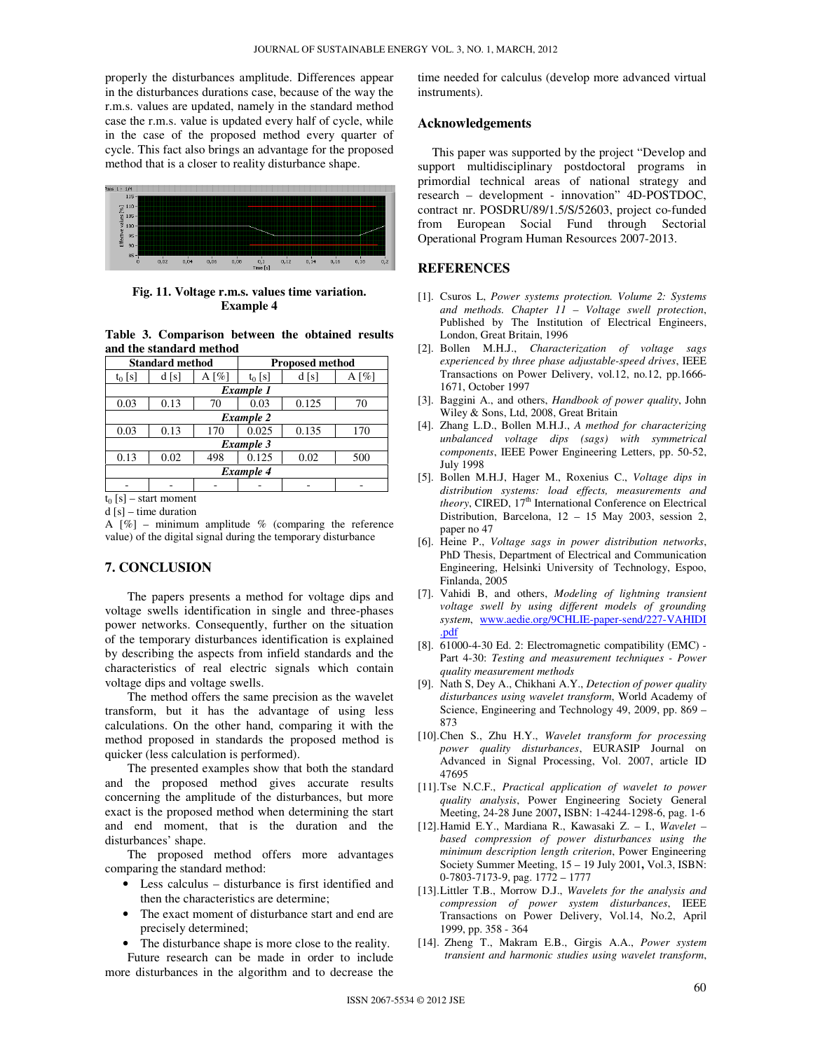properly the disturbances amplitude. Differences appear in the disturbances durations case, because of the way the r.m.s. values are updated, namely in the standard method case the r.m.s. value is updated every half of cycle, while in the case of the proposed method every quarter of cycle. This fact also brings an advantage for the proposed method that is a closer to reality disturbance shape.

**Fig. 11. Voltage r.m.s. values time variation. Example 4**

**Table 3. Comparison between the obtained results and the standard method**

| Standard method | | | Proposed method | | |
|---|---|---|---|---|---|
| $t_0$ [s] | d [s] | A [%] | $t_0$ [s] | d [s] | A [%] |
| ***Example 1*** | | | | | |
| 0.03 | 0.13 | 70 | 0.03 | 0.125 | 70 |
| ***Example 2*** | | | | | |
| 0.03 | 0.13 | 170 | 0.025 | 0.135 | 170 |
| ***Example 3*** | | | | | |
| 0.13 | 0.02 | 498 | 0.125 | 0.02 | 500 |
| ***Example 4*** | | | | | |
| - | - | - | - | - | - |

$t_0$ [s] – start moment
d [s] – time duration
A [%] – minimum amplitude % (comparing the reference value) of the digital signal during the temporary disturbance

## 7. CONCLUSION

The papers presents a method for voltage dips and voltage swells identification in single and three-phases power networks. Consequently, further on the situation of the temporary disturbances identification is explained by describing the aspects from infield standards and the characteristics of real electric signals which contain voltage dips and voltage swells.

The method offers the same precision as the wavelet transform, but it has the advantage of using less calculations. On the other hand, comparing it with the method proposed in standards the proposed method is quicker (less calculation is performed).

The presented examples show that both the standard and the proposed method gives accurate results concerning the amplitude of the disturbances, but more exact is the proposed method when determining the start and end moment, that is the duration and the disturbances' shape.

The proposed method offers more advantages comparing the standard method:

- Less calculus – disturbance is first identified and then the characteristics are determine;
- The exact moment of disturbance start and end are precisely determined;
- The disturbance shape is more close to the reality.

Future research can be made in order to include more disturbances in the algorithm and to decrease the time needed for calculus (develop more advanced virtual instruments).

## Acknowledgements

This paper was supported by the project "Develop and support multidisciplinary postdoctoral programs in primordial technical areas of national strategy and research – development - innovation" 4D-POSTDOC, contract nr. POSDRU/89/1.5/S/52603, project co-funded from European Social Fund through Sectorial Operational Program Human Resources 2007-2013.

## REFERENCES

[1]. Csuros L, *Power systems protection. Volume 2: Systems and methods. Chapter 11 – Voltage swell protection*, Published by The Institution of Electrical Engineers, London, Great Britain, 1996

[2]. Bollen M.H.J., *Characterization of voltage sags experienced by three phase adjustable-speed drives*, IEEE Transactions on Power Delivery, vol.12, no.12, pp.1666-1671, October 1997

[3]. Baggini A., and others, *Handbook of power quality*, John Wiley & Sons, Ltd, 2008, Great Britain

[4]. Zhang L.D., Bollen M.H.J., *A method for characterizing unbalanced voltage dips (sags) with symmetrical components*, IEEE Power Engineering Letters, pp. 50-52, July 1998

[5]. Bollen M.H.J, Hager M., Roxenius C., *Voltage dips in distribution systems: load effects, measurements and theory*, CIRED, 17th International Conference on Electrical Distribution, Barcelona, 12 – 15 May 2003, session 2, paper no 47

[6]. Heine P., *Voltage sags in power distribution networks*, PhD Thesis, Department of Electrical and Communication Engineering, Helsinki University of Technology, Espoo, Finlanda, 2005

[7]. Vahidi B, and others, *Modeling of lightning transient voltage swell by using different models of grounding system*, www.aedie.org/9CHLIE-paper-send/227-VAHIDI.pdf

[8]. 61000-4-30 Ed. 2: Electromagnetic compatibility (EMC) - Part 4-30: *Testing and measurement techniques - Power quality measurement methods*

[9]. Nath S, Dey A., Chikhani A.Y., *Detection of power quality disturbances using wavelet transform*, World Academy of Science, Engineering and Technology 49, 2009, pp. 869 – 873

[10].Chen S., Zhu H.Y., *Wavelet transform for processing power quality disturbances*, EURASIP Journal on Advanced in Signal Processing, Vol. 2007, article ID 47695

[11].Tse N.C.F., *Practical application of wavelet to power quality analysis*, Power Engineering Society General Meeting, 24-28 June 2007**,** ISBN: 1-4244-1298-6, pag. 1-6

[12].Hamid E.Y., Mardiana R., Kawasaki Z. – I., *Wavelet – based compression of power disturbances using the minimum description length criterion*, Power Engineering Society Summer Meeting, 15 – 19 July 2001**,** Vol.3, ISBN: 0-7803-7173-9, pag. 1772 – 1777

[13].Littler T.B., Morrow D.J., *Wavelets for the analysis and compression of power system disturbances*, IEEE Transactions on Power Delivery, Vol.14, No.2, April 1999, pp. 358 - 364

[14]. Zheng T., Makram E.B., Girgis A.A., *Power system transient and harmonic studies using wavelet transform*,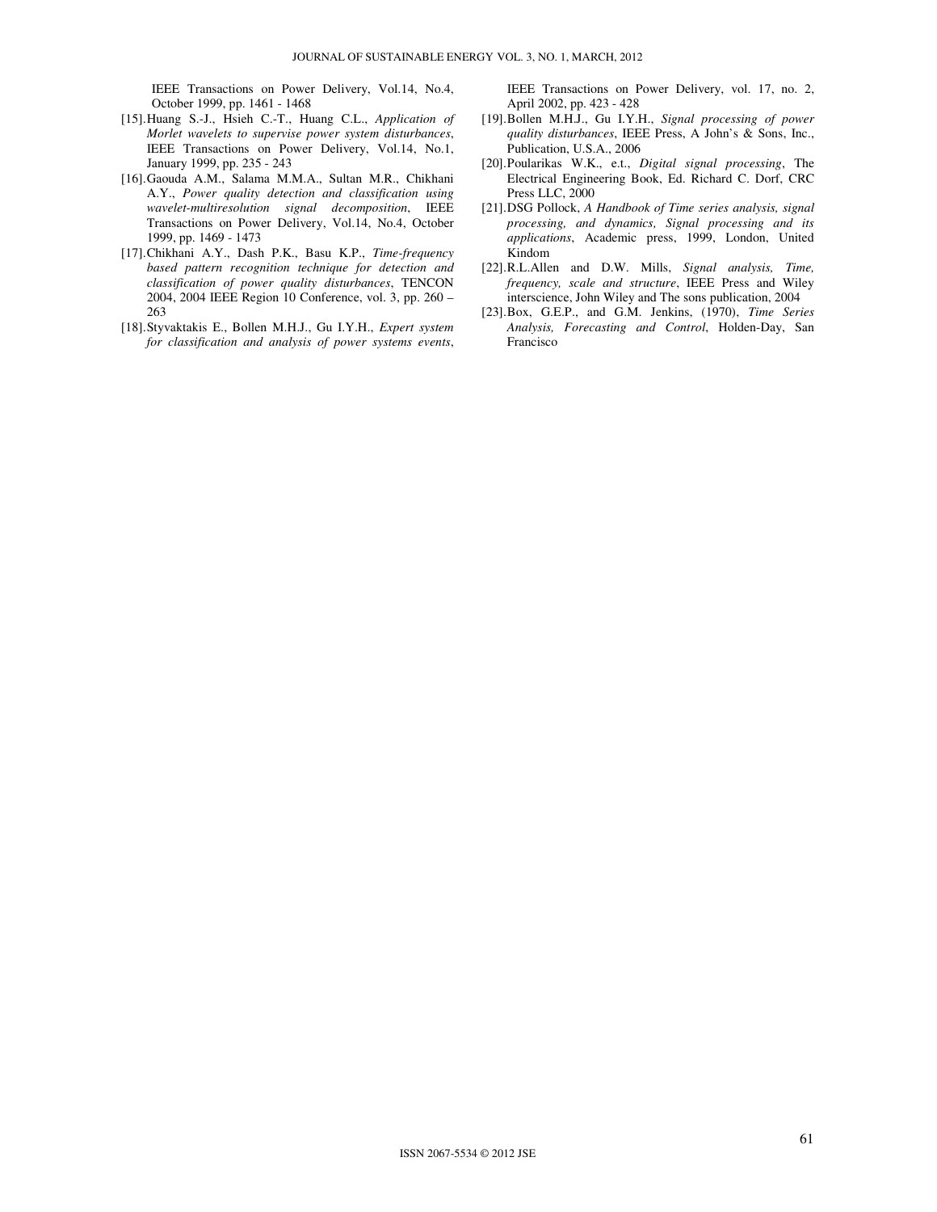IEEE Transactions on Power Delivery, Vol.14, No.4, October 1999, pp. 1461 - 1468

[15]. Huang S.-J., Hsieh C.-T., Huang C.L., *Application of Morlet wavelets to supervise power system disturbances*, IEEE Transactions on Power Delivery, Vol.14, No.1, January 1999, pp. 235 - 243

[16]. Gaouda A.M., Salama M.M.A., Sultan M.R., Chikhani A.Y., *Power quality detection and classification using wavelet-multiresolution signal decomposition*, IEEE Transactions on Power Delivery, Vol.14, No.4, October 1999, pp. 1469 - 1473

[17]. Chikhani A.Y., Dash P.K., Basu K.P., *Time-frequency based pattern recognition technique for detection and classification of power quality disturbances*, TENCON 2004, 2004 IEEE Region 10 Conference, vol. 3, pp. 260 – 263

[18]. Styvaktakis E., Bollen M.H.J., Gu I.Y.H., *Expert system for classification and analysis of power systems events*, IEEE Transactions on Power Delivery, vol. 17, no. 2, April 2002, pp. 423 - 428

[19]. Bollen M.H.J., Gu I.Y.H., *Signal processing of power quality disturbances*, IEEE Press, A John's & Sons, Inc., Publication, U.S.A., 2006

[20]. Poularikas W.K., e.t., *Digital signal processing*, The Electrical Engineering Book, Ed. Richard C. Dorf, CRC Press LLC, 2000

[21]. DSG Pollock, *A Handbook of Time series analysis, signal processing, and dynamics, Signal processing and its applications*, Academic press, 1999, London, United Kindom

[22]. R.L.Allen and D.W. Mills, *Signal analysis, Time, frequency, scale and structure*, IEEE Press and Wiley interscience, John Wiley and The sons publication, 2004

[23]. Box, G.E.P., and G.M. Jenkins, (1970), *Time Series Analysis, Forecasting and Control*, Holden-Day, San Francisco